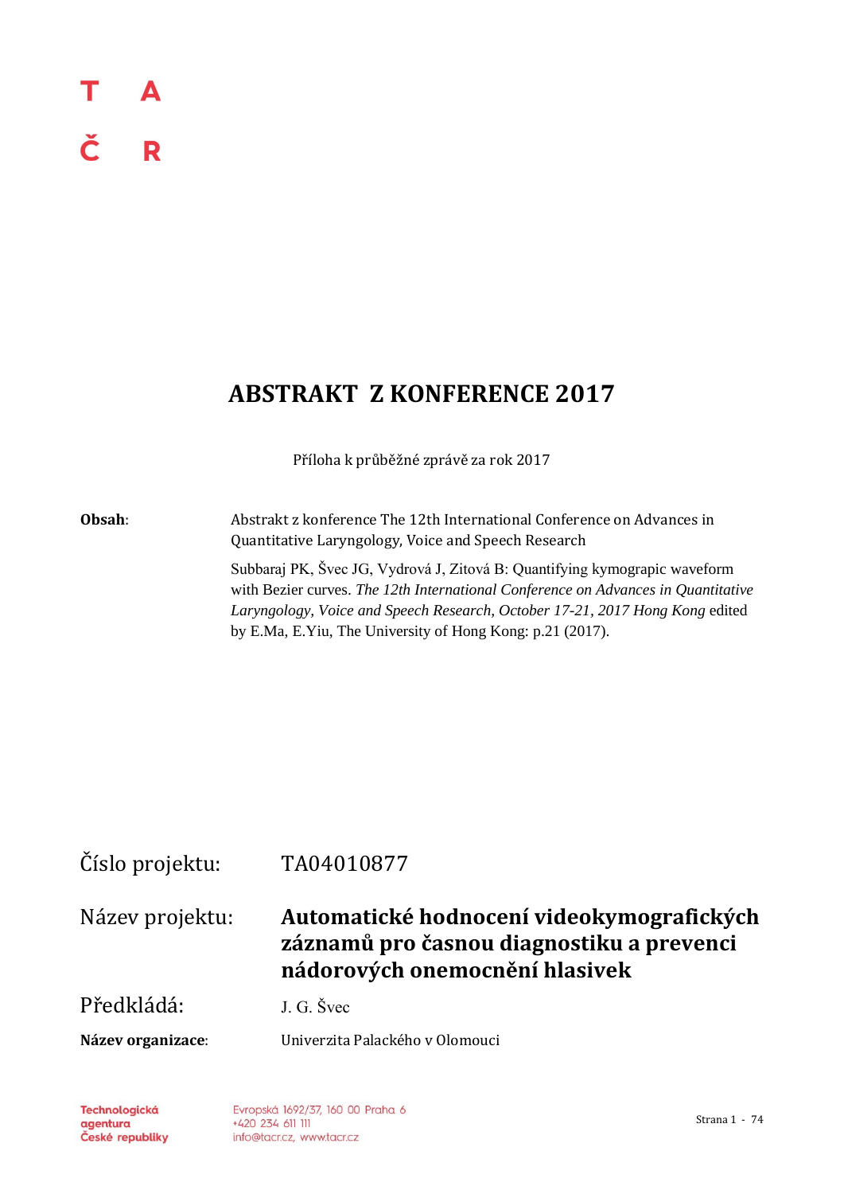T A

Č R

# ABSTRAKT Z KONFERENCE 2017

Příloha k průběžné zprávě za rok 2017

**Obsah**: Abstrakt z konference The 12th International Conference on Advances in Quantitative Laryngology, Voice and Speech Research

Subbaraj PK, Švec JG, Vydrová J, Zitová B: Quantifying kymograpic waveform with Bezier curves. *The 12th International Conference on Advances in Quantitative Laryngology, Voice and Speech Research, October 17-21, 2017 Hong Kong* edited by E.Ma, E.Yiu, The University of Hong Kong: p.21 (2017).

Číslo projektu: TA04010877

Název projektu: **Automatické hodnocení videokymografických záznamů pro časnou diagnostiku a prevenci nádorových onemocnění hlasivek**

Předkládá: J. G. Švec

**Název organizace**: Univerzita Palackého v Olomouci

Technologická agentura České republiky

Evropská 1692/37, 160 00 Praha 6
+420 234 611 111
info@tacr.cz, www.tacr.cz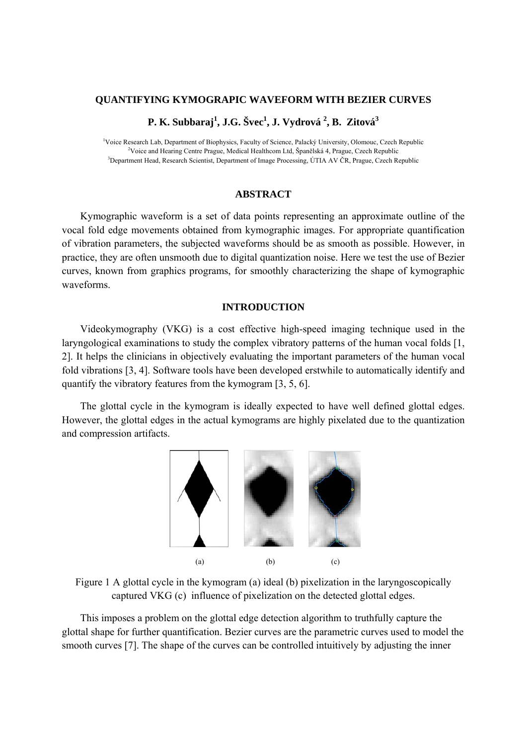## QUANTIFYING KYMOGRAPIC WAVEFORM WITH BEZIER CURVES

**P. K. Subbaraj[1], J.G. Švec[1], J. Vydrová [2], B. Zitová[3]**

[1]Voice Research Lab, Department of Biophysics, Faculty of Science, Palacký University, Olomouc, Czech Republic
[2]Voice and Hearing Centre Prague, Medical Healthcom Ltd, Španělská 4, Prague, Czech Republic
[3]Department Head, Research Scientist, Department of Image Processing, ÚTIA AV ČR, Prague, Czech Republic

### ABSTRACT

Kymographic waveform is a set of data points representing an approximate outline of the vocal fold edge movements obtained from kymographic images. For appropriate quantification of vibration parameters, the subjected waveforms should be as smooth as possible. However, in practice, they are often unsmooth due to digital quantization noise. Here we test the use of Bezier curves, known from graphics programs, for smoothly characterizing the shape of kymographic waveforms.

### INTRODUCTION

Videokymography (VKG) is a cost effective high-speed imaging technique used in the laryngological examinations to study the complex vibratory patterns of the human vocal folds [1, 2]. It helps the clinicians in objectively evaluating the important parameters of the human vocal fold vibrations [3, 4]. Software tools have been developed erstwhile to automatically identify and quantify the vibratory features from the kymogram [3, 5, 6].

The glottal cycle in the kymogram is ideally expected to have well defined glottal edges. However, the glottal edges in the actual kymograms are highly pixelated due to the quantization and compression artifacts.

(a) (b) (c)

Figure 1 A glottal cycle in the kymogram (a) ideal (b) pixelization in the laryngoscopically captured VKG (c) influence of pixelization on the detected glottal edges.

This imposes a problem on the glottal edge detection algorithm to truthfully capture the glottal shape for further quantification. Bezier curves are the parametric curves used to model the smooth curves [7]. The shape of the curves can be controlled intuitively by adjusting the inner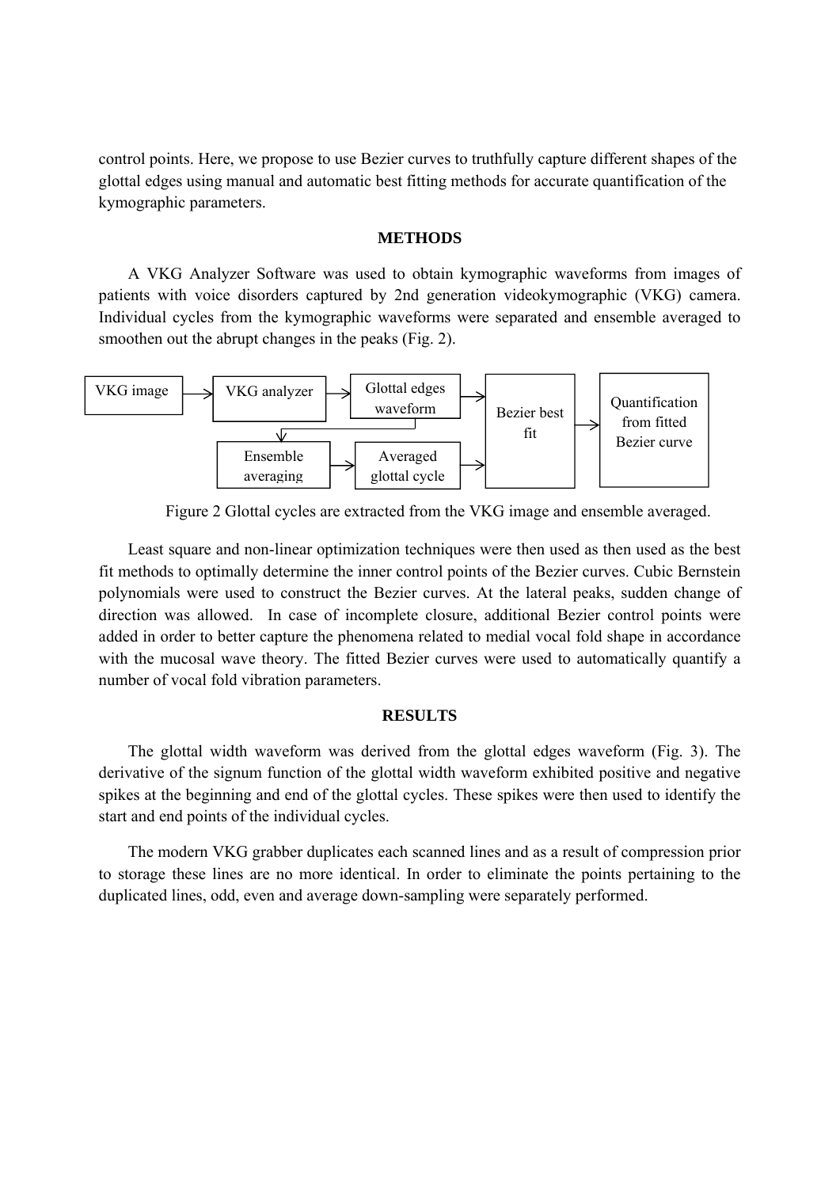control points. Here, we propose to use Bezier curves to truthfully capture different shapes of the glottal edges using manual and automatic best fitting methods for accurate quantification of the kymographic parameters.

## METHODS

A VKG Analyzer Software was used to obtain kymographic waveforms from images of patients with voice disorders captured by 2nd generation videokymographic (VKG) camera. Individual cycles from the kymographic waveforms were separated and ensemble averaged to smoothen out the abrupt changes in the peaks (Fig. 2).

```
VKG image → VKG analyzer → Glottal edges waveform → Bezier best fit → Quantification from fitted Bezier curve
                           Glottal edges waveform → Ensemble averaging → Averaged glottal cycle → Bezier best fit
```

Figure 2 Glottal cycles are extracted from the VKG image and ensemble averaged.

Least square and non-linear optimization techniques were then used as then used as the best fit methods to optimally determine the inner control points of the Bezier curves. Cubic Bernstein polynomials were used to construct the Bezier curves. At the lateral peaks, sudden change of direction was allowed. In case of incomplete closure, additional Bezier control points were added in order to better capture the phenomena related to medial vocal fold shape in accordance with the mucosal wave theory. The fitted Bezier curves were used to automatically quantify a number of vocal fold vibration parameters.

## RESULTS

The glottal width waveform was derived from the glottal edges waveform (Fig. 3). The derivative of the signum function of the glottal width waveform exhibited positive and negative spikes at the beginning and end of the glottal cycles. These spikes were then used to identify the start and end points of the individual cycles.

The modern VKG grabber duplicates each scanned lines and as a result of compression prior to storage these lines are no more identical. In order to eliminate the points pertaining to the duplicated lines, odd, even and average down-sampling were separately performed.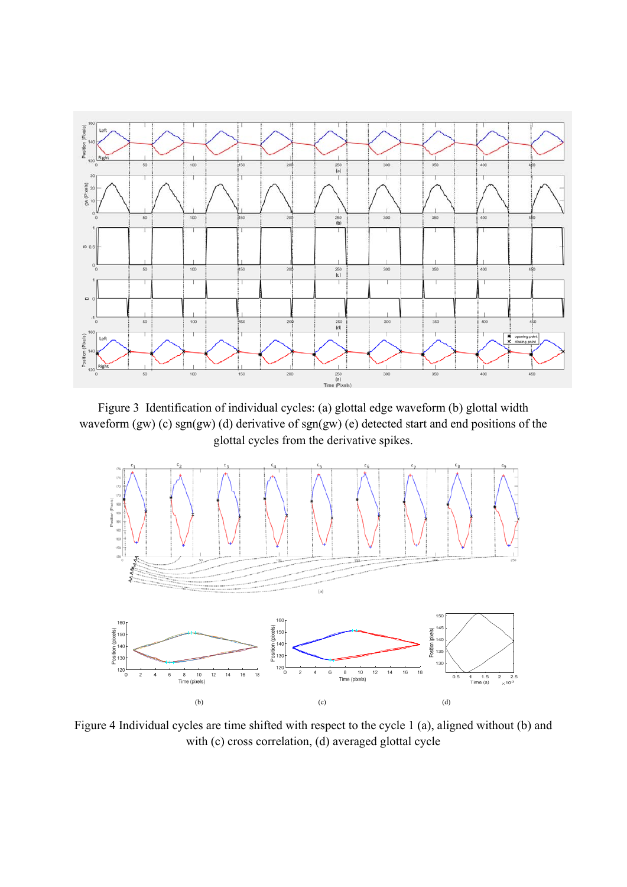Figure 3 Identification of individual cycles: (a) glottal edge waveform (b) glottal width waveform (gw) (c) sgn(gw) (d) derivative of sgn(gw) (e) detected start and end positions of the glottal cycles from the derivative spikes.

Figure 4 Individual cycles are time shifted with respect to the cycle 1 (a), aligned without (b) and with (c) cross correlation, (d) averaged glottal cycle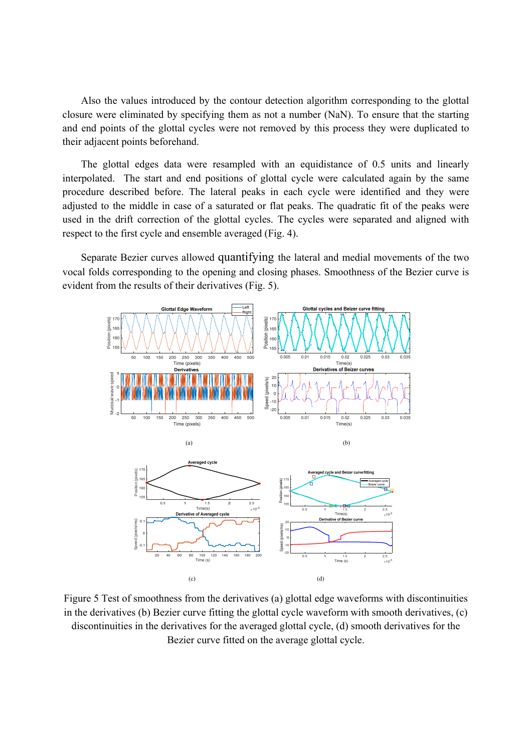Also the values introduced by the contour detection algorithm corresponding to the glottal closure were eliminated by specifying them as not a number (NaN). To ensure that the starting and end points of the glottal cycles were not removed by this process they were duplicated to their adjacent points beforehand.

The glottal edges data were resampled with an equidistance of 0.5 units and linearly interpolated. The start and end positions of glottal cycle were calculated again by the same procedure described before. The lateral peaks in each cycle were identified and they were adjusted to the middle in case of a saturated or flat peaks. The quadratic fit of the peaks were used in the drift correction of the glottal cycles. The cycles were separated and aligned with respect to the first cycle and ensemble averaged (Fig. 4).

Separate Bezier curves allowed quantifying the lateral and medial movements of the two vocal folds corresponding to the opening and closing phases. Smoothness of the Bezier curve is evident from the results of their derivatives (Fig. 5).

Figure 5 Test of smoothness from the derivatives (a) glottal edge waveforms with discontinuities in the derivatives (b) Bezier curve fitting the glottal cycle waveform with smooth derivatives, (c) discontinuities in the derivatives for the averaged glottal cycle, (d) smooth derivatives for the Bezier curve fitted on the average glottal cycle.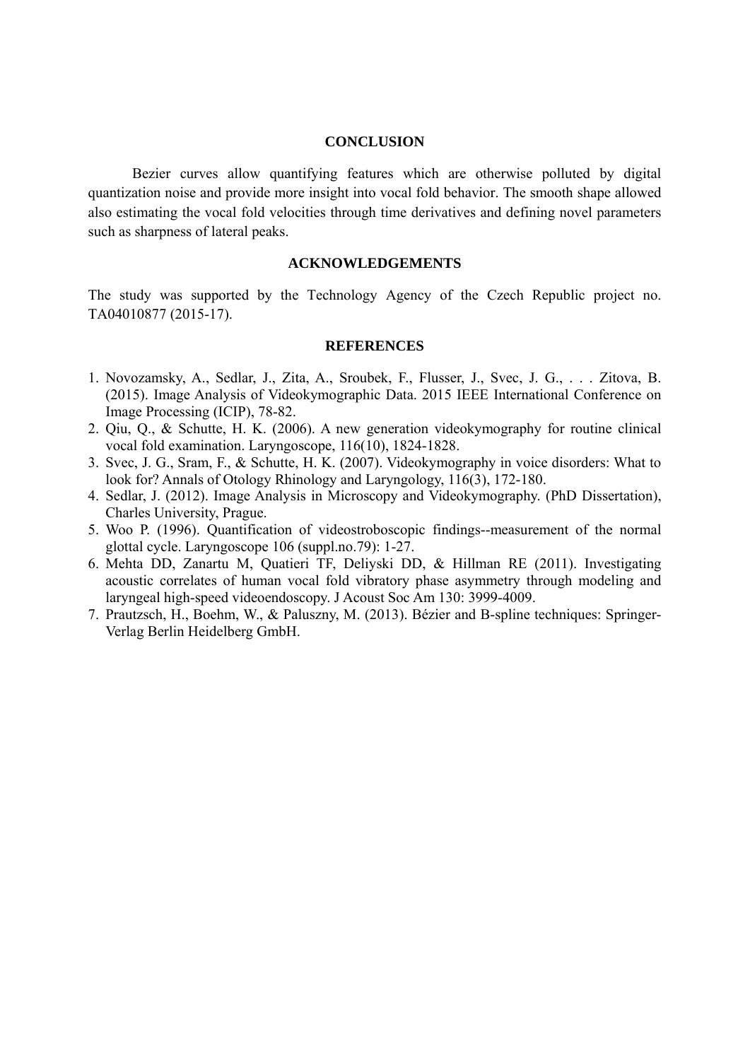## CONCLUSION

Bezier curves allow quantifying features which are otherwise polluted by digital quantization noise and provide more insight into vocal fold behavior. The smooth shape allowed also estimating the vocal fold velocities through time derivatives and defining novel parameters such as sharpness of lateral peaks.

## ACKNOWLEDGEMENTS

The study was supported by the Technology Agency of the Czech Republic project no. TA04010877 (2015-17).

## REFERENCES

1. Novozamsky, A., Sedlar, J., Zita, A., Sroubek, F., Flusser, J., Svec, J. G., . . . Zitova, B. (2015). Image Analysis of Videokymographic Data. 2015 IEEE International Conference on Image Processing (ICIP), 78-82.
2. Qiu, Q., & Schutte, H. K. (2006). A new generation videokymography for routine clinical vocal fold examination. Laryngoscope, 116(10), 1824-1828.
3. Svec, J. G., Sram, F., & Schutte, H. K. (2007). Videokymography in voice disorders: What to look for? Annals of Otology Rhinology and Laryngology, 116(3), 172-180.
4. Sedlar, J. (2012). Image Analysis in Microscopy and Videokymography. (PhD Dissertation), Charles University, Prague.
5. Woo P. (1996). Quantification of videostroboscopic findings--measurement of the normal glottal cycle. Laryngoscope 106 (suppl.no.79): 1-27.
6. Mehta DD, Zanartu M, Quatieri TF, Deliyski DD, & Hillman RE (2011). Investigating acoustic correlates of human vocal fold vibratory phase asymmetry through modeling and laryngeal high-speed videoendoscopy. J Acoust Soc Am 130: 3999-4009.
7. Prautzsch, H., Boehm, W., & Paluszny, M. (2013). Bézier and B-spline techniques: Springer-Verlag Berlin Heidelberg GmbH.